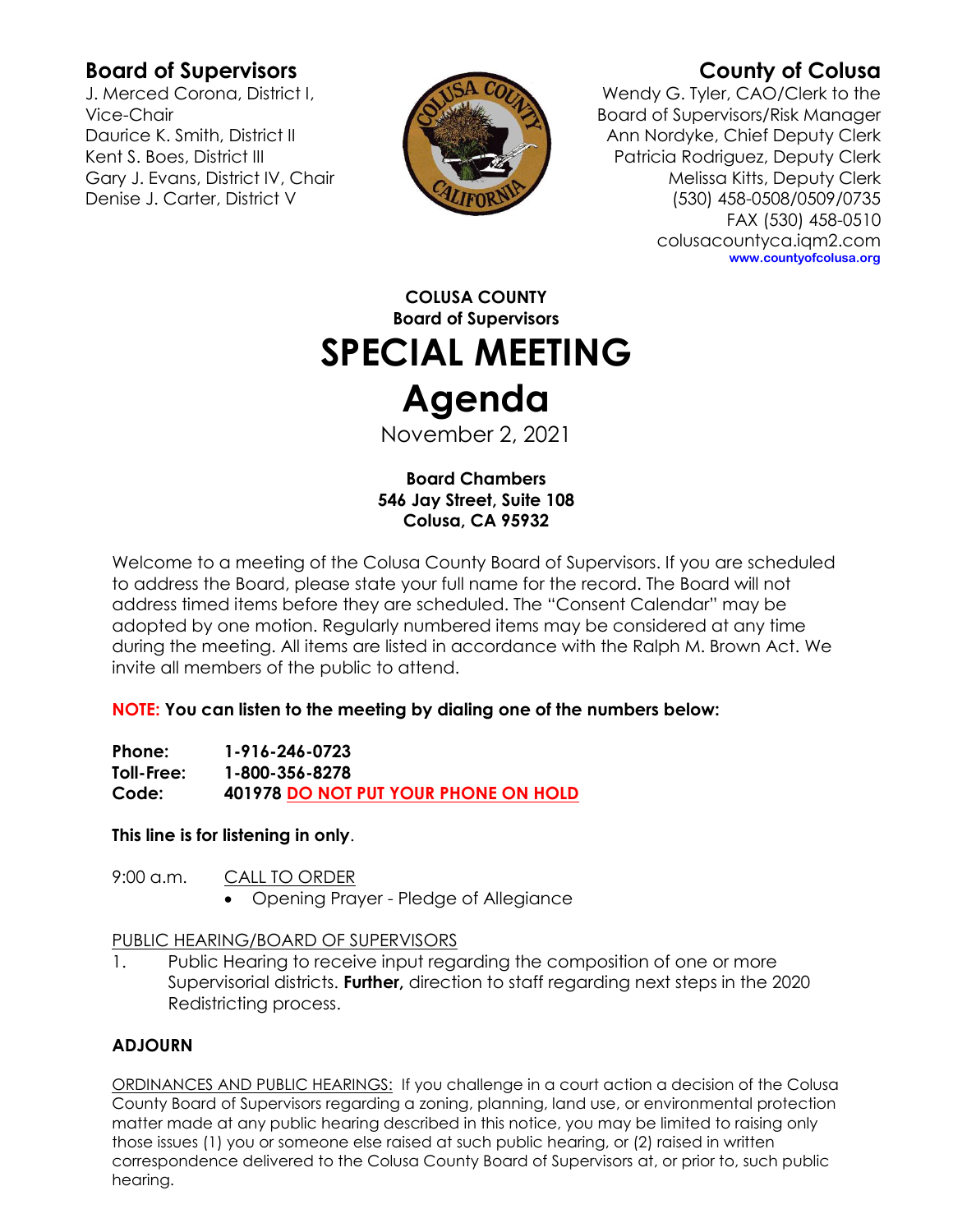**Board of Supervisors**
J. Merced Corona, District I, Vice-Chair
Daurice K. Smith, District II
Kent S. Boes, District III
Gary J. Evans, District IV, Chair
Denise J. Carter, District V

**County of Colusa**
Wendy G. Tyler, CAO/Clerk to the Board of Supervisors/Risk Manager
Ann Nordyke, Chief Deputy Clerk
Patricia Rodriguez, Deputy Clerk
Melissa Kitts, Deputy Clerk
(530) 458-0508/0509/0735
FAX (530) 458-0510
colusacountyca.iqm2.com
**www.countyofcolusa.org**

**COLUSA COUNTY**
**Board of Supervisors**

# SPECIAL MEETING

# Agenda

November 2, 2021

**Board Chambers**
**546 Jay Street, Suite 108**
**Colusa, CA 95932**

Welcome to a meeting of the Colusa County Board of Supervisors. If you are scheduled to address the Board, please state your full name for the record. The Board will not address timed items before they are scheduled. The "Consent Calendar" may be adopted by one motion. Regularly numbered items may be considered at any time during the meeting. All items are listed in accordance with the Ralph M. Brown Act. We invite all members of the public to attend.

**NOTE: You can listen to the meeting by dialing one of the numbers below:**

**Phone:** **1-916-246-0723**
**Toll-Free:** **1-800-356-8278**
**Code:** **401978 DO NOT PUT YOUR PHONE ON HOLD**

**This line is for listening in only**.

9:00 a.m. CALL TO ORDER
- Opening Prayer - Pledge of Allegiance

PUBLIC HEARING/BOARD OF SUPERVISORS

1. Public Hearing to receive input regarding the composition of one or more Supervisorial districts. **Further,** direction to staff regarding next steps in the 2020 Redistricting process.

**ADJOURN**

ORDINANCES AND PUBLIC HEARINGS: If you challenge in a court action a decision of the Colusa County Board of Supervisors regarding a zoning, planning, land use, or environmental protection matter made at any public hearing described in this notice, you may be limited to raising only those issues (1) you or someone else raised at such public hearing, or (2) raised in written correspondence delivered to the Colusa County Board of Supervisors at, or prior to, such public hearing.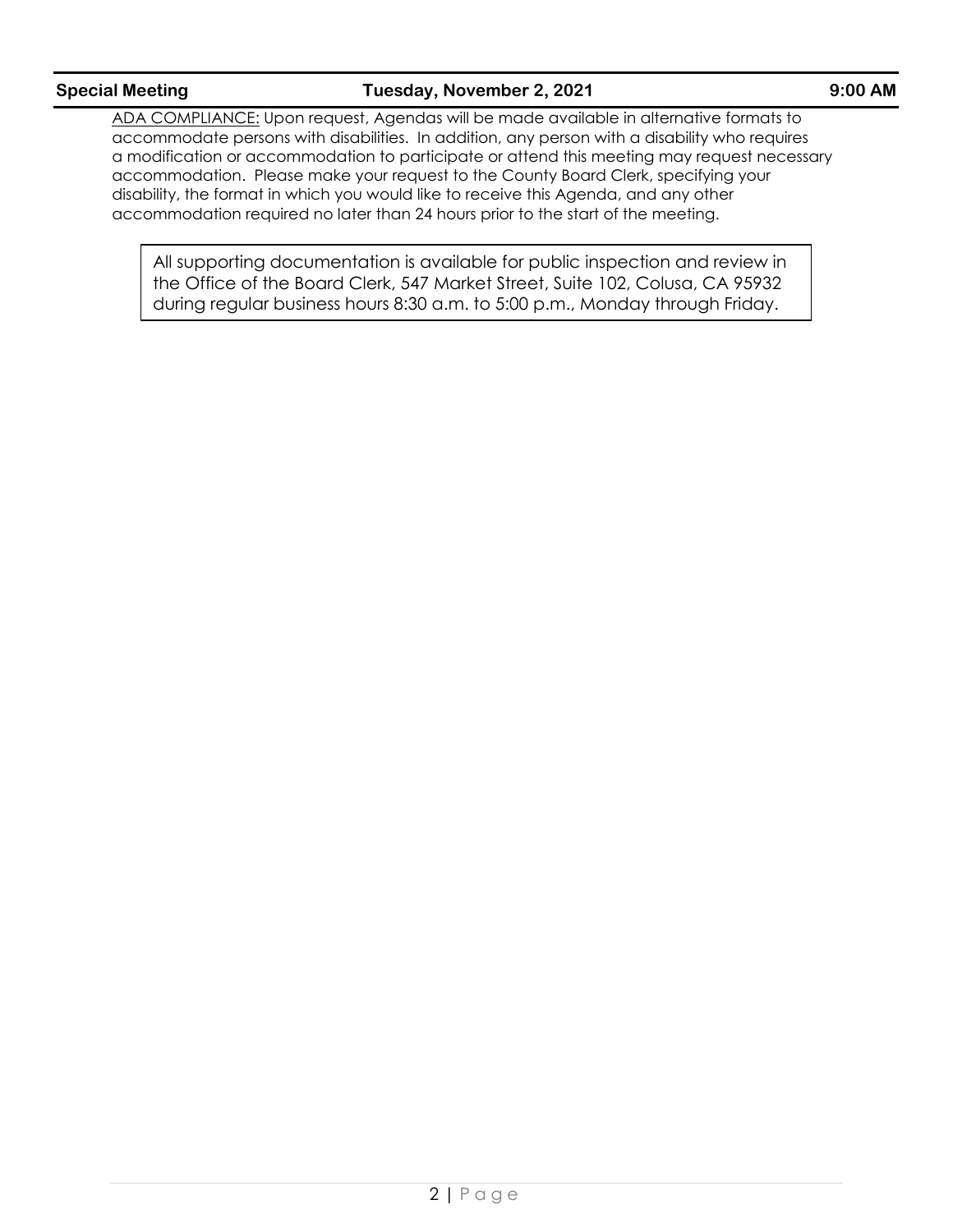<u>ADA COMPLIANCE:</u> Upon request, Agendas will be made available in alternative formats to accommodate persons with disabilities. In addition, any person with a disability who requires a modification or accommodation to participate or attend this meeting may request necessary accommodation. Please make your request to the County Board Clerk, specifying your disability, the format in which you would like to receive this Agenda, and any other accommodation required no later than 24 hours prior to the start of the meeting.

All supporting documentation is available for public inspection and review in the Office of the Board Clerk, 547 Market Street, Suite 102, Colusa, CA 95932 during regular business hours 8:30 a.m. to 5:00 p.m., Monday through Friday.